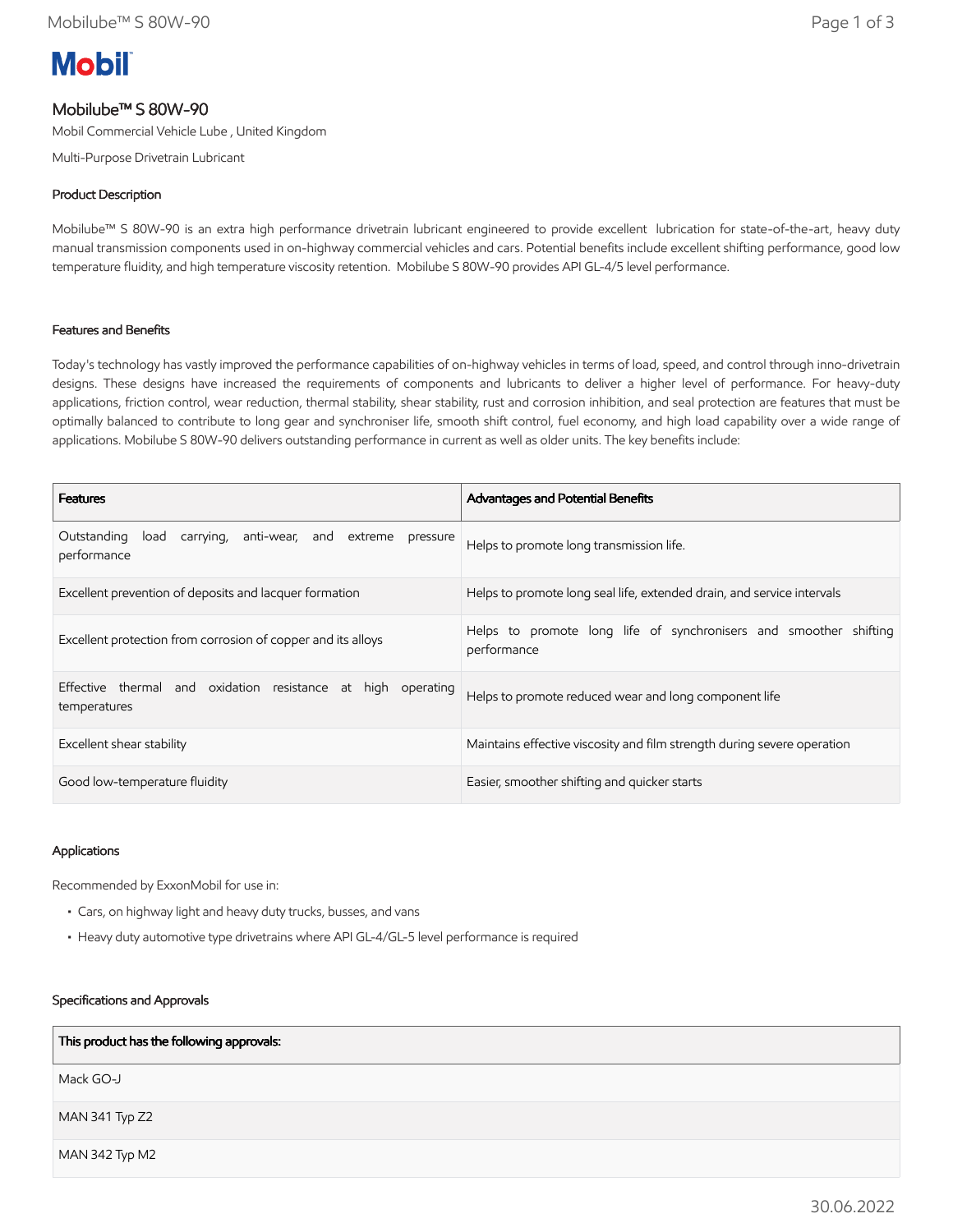Mobil

# Mobilube™ S 80W-90

Mobil Commercial Vehicle Lube , United Kingdom

Multi-Purpose Drivetrain Lubricant

## Product Description

Mobilube™ S 80W-90 is an extra high performance drivetrain lubricant engineered to provide excellent lubrication for state-of-the-art, heavy duty manual transmission components used in on-highway commercial vehicles and cars. Potential benefits include excellent shifting performance, good low temperature fluidity, and high temperature viscosity retention. Mobilube S 80W-90 provides API GL-4/5 level performance.

## Features and Benefits

Today's technology has vastly improved the performance capabilities of on-highway vehicles in terms of load, speed, and control through inno-drivetrain designs. These designs have increased the requirements of components and lubricants to deliver a higher level of performance. For heavy-duty applications, friction control, wear reduction, thermal stability, shear stability, rust and corrosion inhibition, and seal protection are features that must be optimally balanced to contribute to long gear and synchroniser life, smooth shift control, fuel economy, and high load capability over a wide range of applications. Mobilube S 80W-90 delivers outstanding performance in current as well as older units. The key benefits include:

| Features | Advantages and Potential Benefits |
|---|---|
| Outstanding load carrying, anti-wear, and extreme pressure performance | Helps to promote long transmission life. |
| Excellent prevention of deposits and lacquer formation | Helps to promote long seal life, extended drain, and service intervals |
| Excellent protection from corrosion of copper and its alloys | Helps to promote long life of synchronisers and smoother shifting performance |
| Effective thermal and oxidation resistance at high operating temperatures | Helps to promote reduced wear and long component life |
| Excellent shear stability | Maintains effective viscosity and film strength during severe operation |
| Good low-temperature fluidity | Easier, smoother shifting and quicker starts |

## Applications

Recommended by ExxonMobil for use in:

- Cars, on highway light and heavy duty trucks, busses, and vans
- Heavy duty automotive type drivetrains where API GL-4/GL-5 level performance is required

## Specifications and Approvals

| This product has the following approvals: |
|---|
| Mack GO-J |
| MAN 341 Typ Z2 |
| MAN 342 Typ M2 |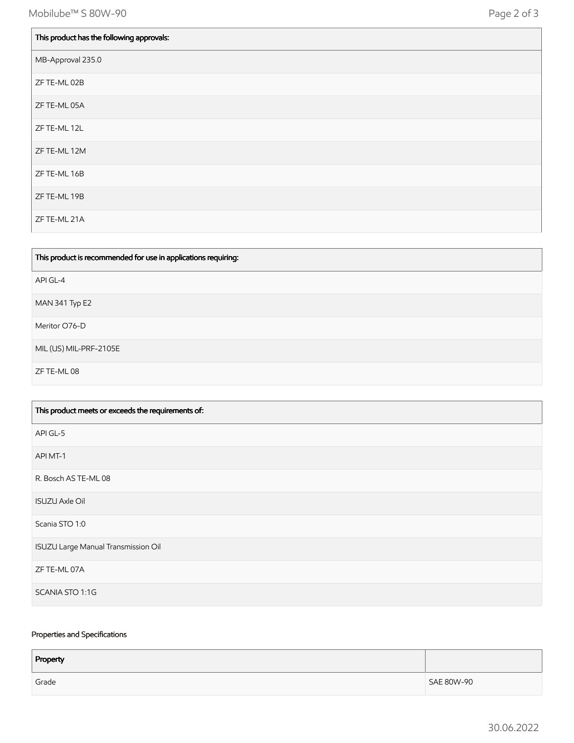| This product has the following approvals: |
| --- |
| MB-Approval 235.0 |
| ZF TE-ML 02B |
| ZF TE-ML 05A |
| ZF TE-ML 12L |
| ZF TE-ML 12M |
| ZF TE-ML 16B |
| ZF TE-ML 19B |
| ZF TE-ML 21A |

| This product is recommended for use in applications requiring: |
| --- |
| API GL-4 |
| MAN 341 Typ E2 |
| Meritor O76-D |
| MIL (US) MIL-PRF-2105E |
| ZF TE-ML 08 |

| This product meets or exceeds the requirements of: |
| --- |
| API GL-5 |
| API MT-1 |
| R. Bosch AS TE-ML 08 |
| ISUZU Axle Oil |
| Scania STO 1:0 |
| ISUZU Large Manual Transmission Oil |
| ZF TE-ML 07A |
| SCANIA STO 1:1G |

Properties and Specifications

| Property | |
| --- | --- |
| Grade | SAE 80W-90 |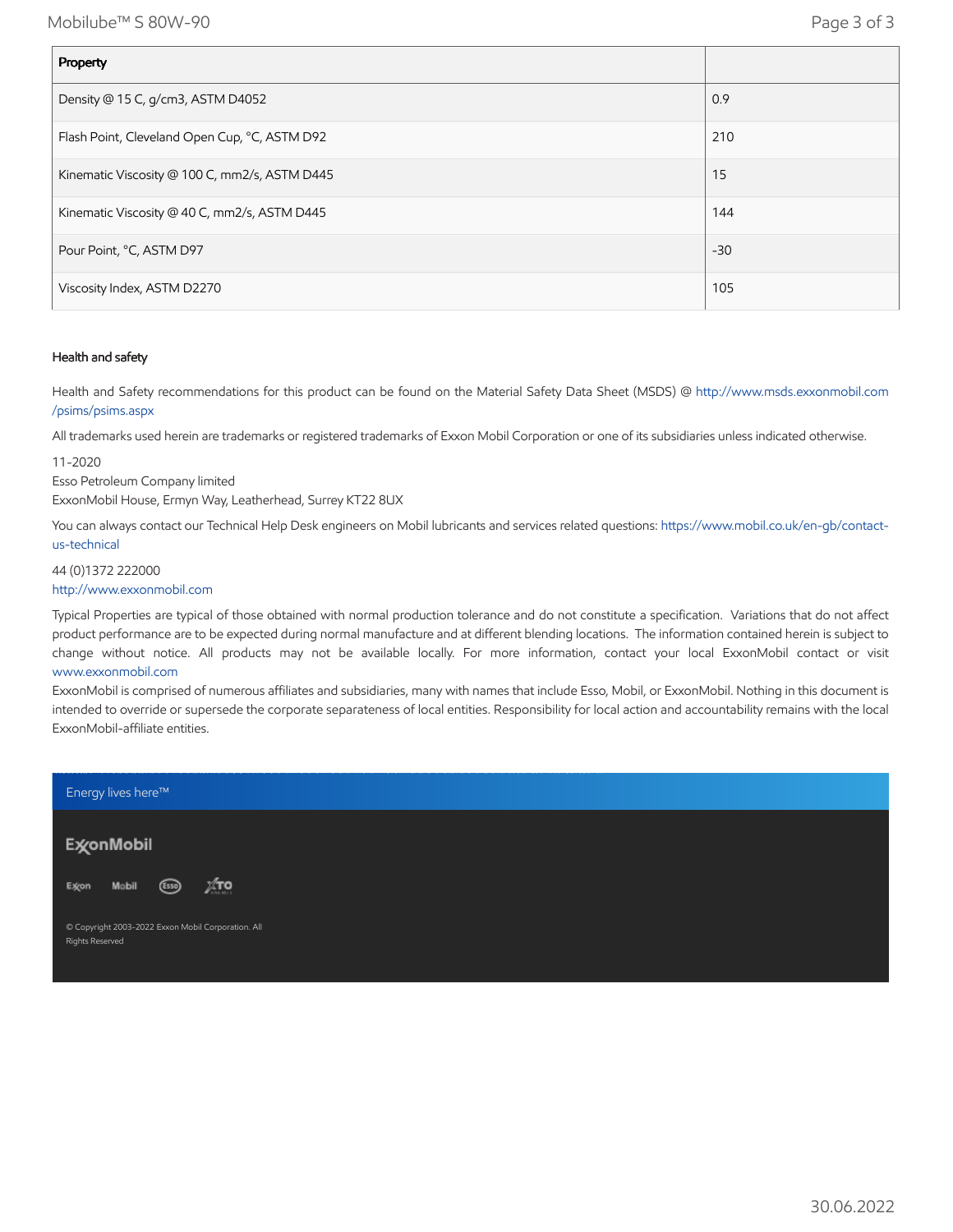| Property | |
|---|---|
| Density @ 15 C, g/cm3, ASTM D4052 | 0.9 |
| Flash Point, Cleveland Open Cup, °C, ASTM D92 | 210 |
| Kinematic Viscosity @ 100 C, mm2/s, ASTM D445 | 15 |
| Kinematic Viscosity @ 40 C, mm2/s, ASTM D445 | 144 |
| Pour Point, °C, ASTM D97 | -30 |
| Viscosity Index, ASTM D2270 | 105 |

#### Health and safety

Health and Safety recommendations for this product can be found on the Material Safety Data Sheet (MSDS) @ http://www.msds.exxonmobil.com/psims/psims.aspx

All trademarks used herein are trademarks or registered trademarks of Exxon Mobil Corporation or one of its subsidiaries unless indicated otherwise.

11-2020
Esso Petroleum Company limited
ExxonMobil House, Ermyn Way, Leatherhead, Surrey KT22 8UX

You can always contact our Technical Help Desk engineers on Mobil lubricants and services related questions: https://www.mobil.co.uk/en-gb/contact-us-technical

44 (0)1372 222000
http://www.exxonmobil.com

Typical Properties are typical of those obtained with normal production tolerance and do not constitute a specification. Variations that do not affect product performance are to be expected during normal manufacture and at different blending locations. The information contained herein is subject to change without notice. All products may not be available locally. For more information, contact your local ExxonMobil contact or visit www.exxonmobil.com

ExxonMobil is comprised of numerous affiliates and subsidiaries, many with names that include Esso, Mobil, or ExxonMobil. Nothing in this document is intended to override or supersede the corporate separateness of local entities. Responsibility for local action and accountability remains with the local ExxonMobil-affiliate entities.

Energy lives here™

ExxonMobil

Exxon Mobil Esso XTO

© Copyright 2003-2022 Exxon Mobil Corporation. All Rights Reserved